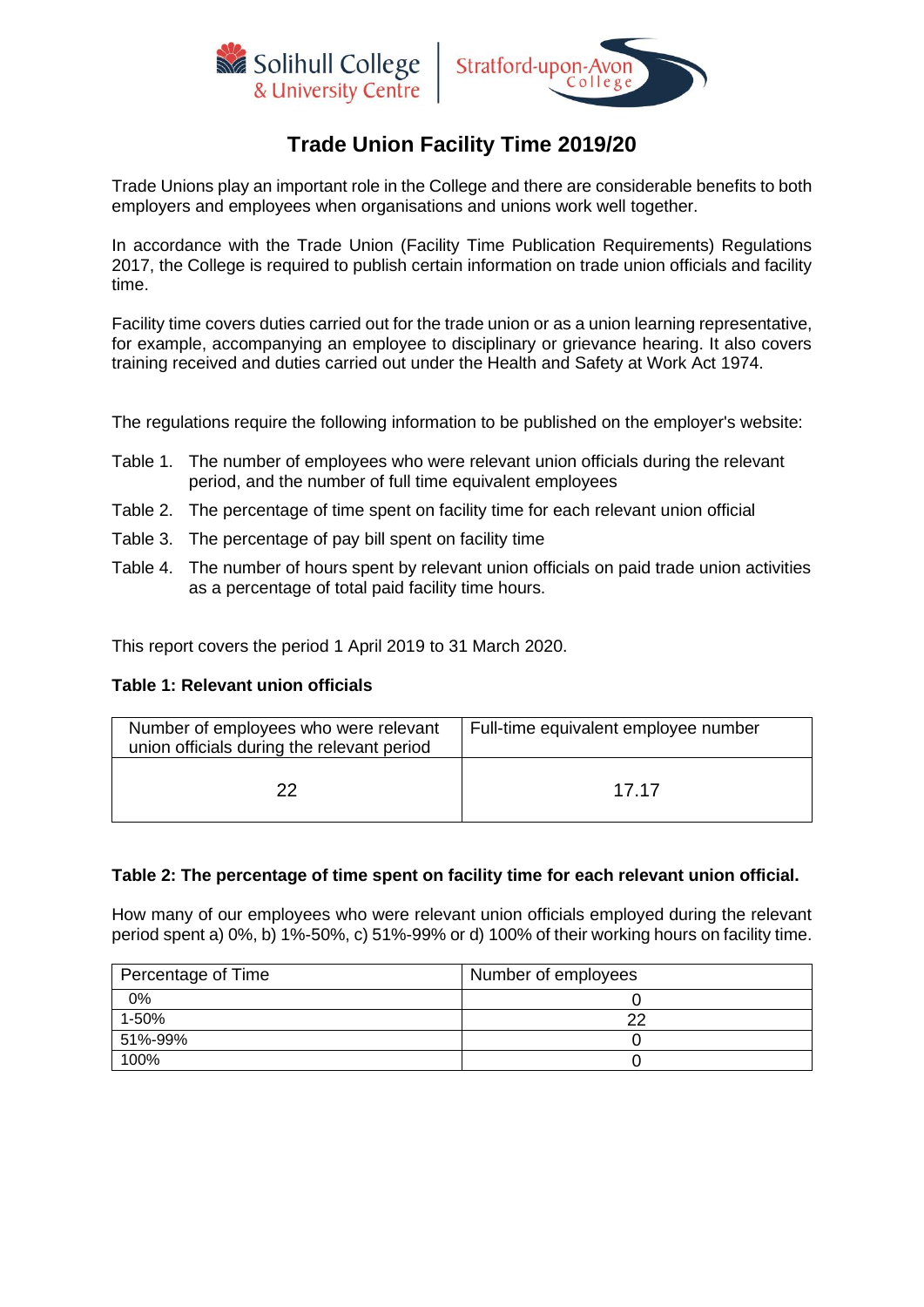Solihull College & University Centre | Stratford-upon-Avon College

# Trade Union Facility Time 2019/20

Trade Unions play an important role in the College and there are considerable benefits to both employers and employees when organisations and unions work well together.

In accordance with the Trade Union (Facility Time Publication Requirements) Regulations 2017, the College is required to publish certain information on trade union officials and facility time.

Facility time covers duties carried out for the trade union or as a union learning representative, for example, accompanying an employee to disciplinary or grievance hearing. It also covers training received and duties carried out under the Health and Safety at Work Act 1974.

The regulations require the following information to be published on the employer's website:

- Table 1. The number of employees who were relevant union officials during the relevant period, and the number of full time equivalent employees
- Table 2. The percentage of time spent on facility time for each relevant union official
- Table 3. The percentage of pay bill spent on facility time
- Table 4. The number of hours spent by relevant union officials on paid trade union activities as a percentage of total paid facility time hours.

This report covers the period 1 April 2019 to 31 March 2020.

**Table 1: Relevant union officials**

| Number of employees who were relevant union officials during the relevant period | Full-time equivalent employee number |
|---|---|
| 22 | 17.17 |

**Table 2: The percentage of time spent on facility time for each relevant union official.**

How many of our employees who were relevant union officials employed during the relevant period spent a) 0%, b) 1%-50%, c) 51%-99% or d) 100% of their working hours on facility time.

| Percentage of Time | Number of employees |
|---|---|
| 0% | 0 |
| 1-50% | 22 |
| 51%-99% | 0 |
| 100% | 0 |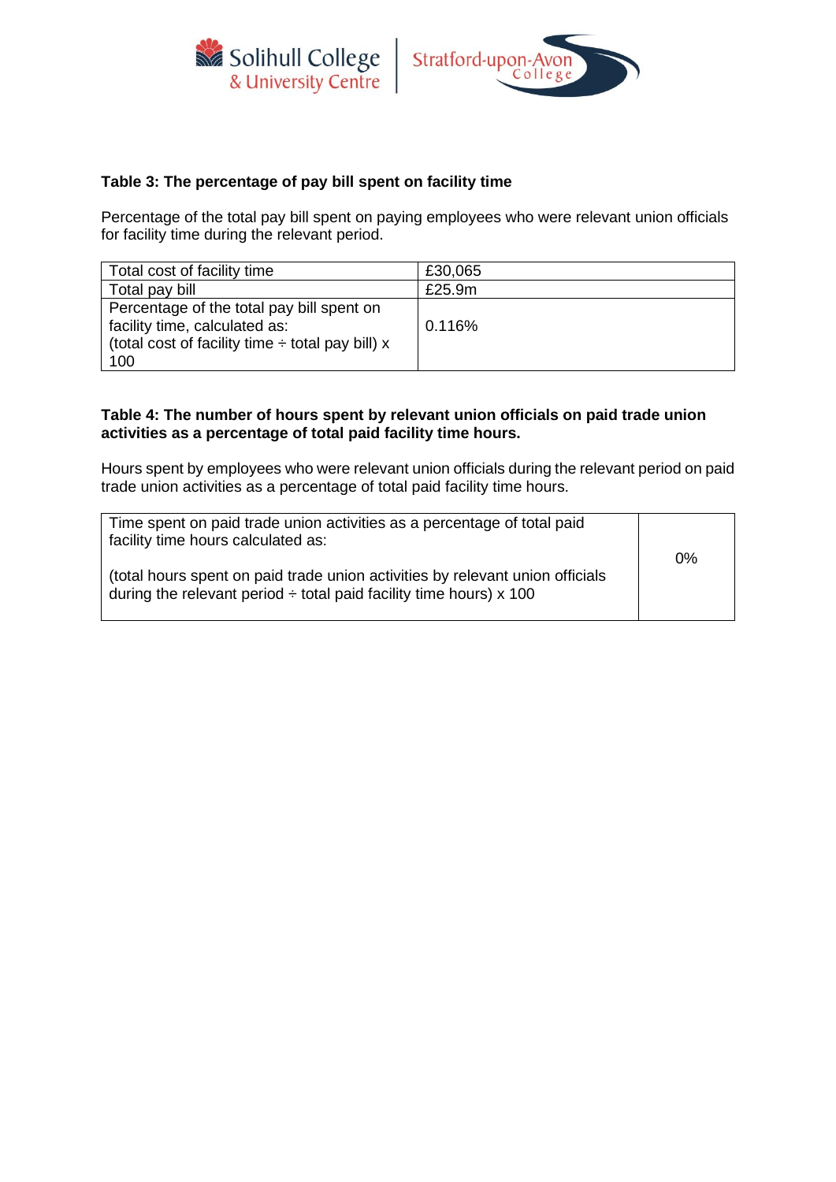**Table 3: The percentage of pay bill spent on facility time**

Percentage of the total pay bill spent on paying employees who were relevant union officials for facility time during the relevant period.

| | |
|---|---|
| Total cost of facility time | £30,065 |
| Total pay bill | £25.9m |
| Percentage of the total pay bill spent on facility time, calculated as: (total cost of facility time ÷ total pay bill) x 100 | 0.116% |

**Table 4: The number of hours spent by relevant union officials on paid trade union activities as a percentage of total paid facility time hours.**

Hours spent by employees who were relevant union officials during the relevant period on paid trade union activities as a percentage of total paid facility time hours.

| | |
|---|---|
| Time spent on paid trade union activities as a percentage of total paid facility time hours calculated as:<br><br>(total hours spent on paid trade union activities by relevant union officials during the relevant period ÷ total paid facility time hours) x 100 | 0% |